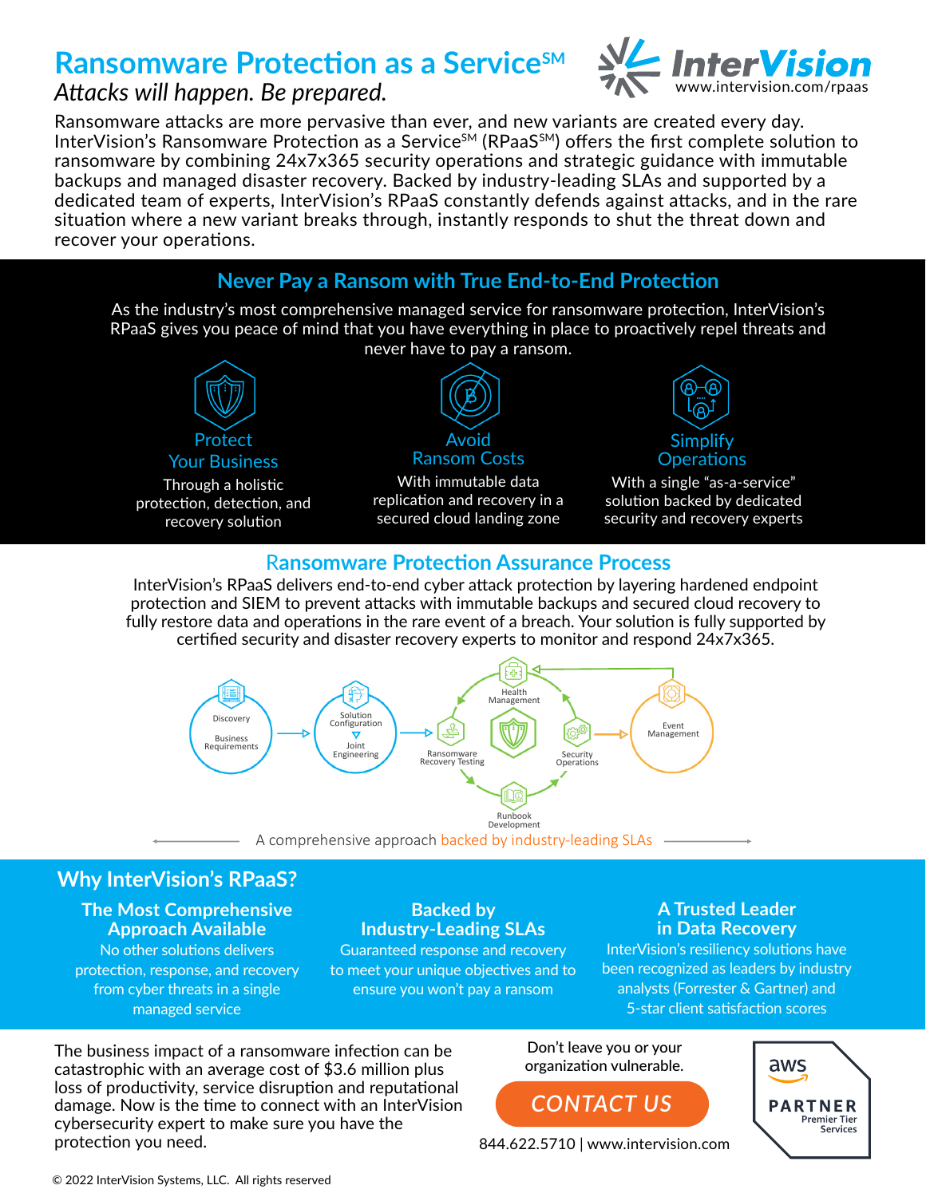# Ransomware Protection as a Service℠

*Attacks will happen. Be prepared.*

InterVision
www.intervision.com/rpaas

Ransomware attacks are more pervasive than ever, and new variants are created every day. InterVision's Ransomware Protection as a Service℠ (RPaaS℠) offers the first complete solution to ransomware by combining 24x7x365 security operations and strategic guidance with immutable backups and managed disaster recovery. Backed by industry-leading SLAs and supported by a dedicated team of experts, InterVision's RPaaS constantly defends against attacks, and in the rare situation where a new variant breaks through, instantly responds to shut the threat down and recover your operations.

## Never Pay a Ransom with True End-to-End Protection

As the industry's most comprehensive managed service for ransomware protection, InterVision's RPaaS gives you peace of mind that you have everything in place to proactively repel threats and never have to pay a ransom.

### Protect Your Business

Through a holistic protection, detection, and recovery solution

### Avoid Ransom Costs

With immutable data replication and recovery in a secured cloud landing zone

### Simplify Operations

With a single "as-a-service" solution backed by dedicated security and recovery experts

## Ransomware Protection Assurance Process

InterVision's RPaaS delivers end-to-end cyber attack protection by layering hardened endpoint protection and SIEM to prevent attacks with immutable backups and secured cloud recovery to fully restore data and operations in the rare event of a breach. Your solution is fully supported by certified security and disaster recovery experts to monitor and respond 24x7x365.

Discovery – Business Requirements → Solution Configuration – Joint Engineering → Ransomware Recovery Testing → Health Management → Security Operations → Event Management; Runbook Development

A comprehensive approach backed by industry-leading SLAs

## Why InterVision's RPaaS?

### The Most Comprehensive Approach Available

No other solutions delivers protection, response, and recovery from cyber threats in a single managed service

### Backed by Industry-Leading SLAs

Guaranteed response and recovery to meet your unique objectives and to ensure you won't pay a ransom

### A Trusted Leader in Data Recovery

InterVision's resiliency solutions have been recognized as leaders by industry analysts (Forrester & Gartner) and 5-star client satisfaction scores

The business impact of a ransomware infection can be catastrophic with an average cost of $3.6 million plus loss of productivity, service disruption and reputational damage. Now is the time to connect with an InterVision cybersecurity expert to make sure you have the protection you need.

Don't leave you or your organization vulnerable.

**CONTACT US**

844.622.5710 | www.intervision.com

aws PARTNER Premier Tier Services

© 2022 InterVision Systems, LLC. All rights reserved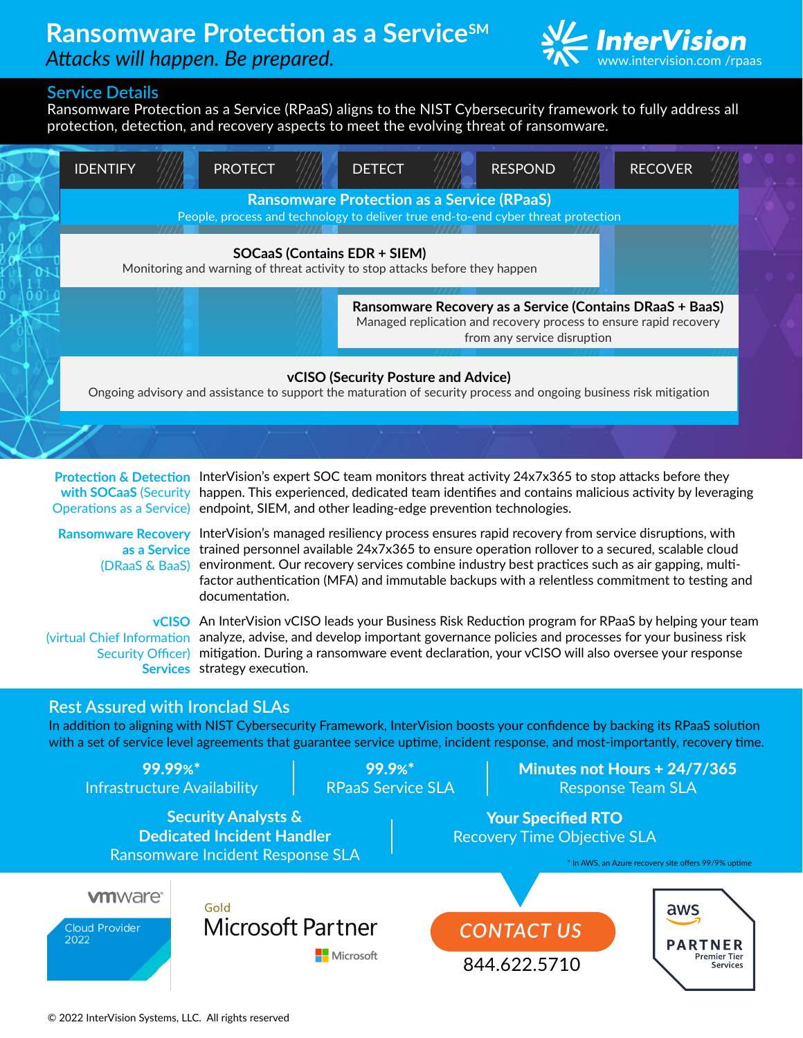# Ransomware Protection as a Service℠

*Attacks will happen. Be prepared.*

InterVision
www.intervision.com /rpaas

## Service Details

Ransomware Protection as a Service (RPaaS) aligns to the NIST Cybersecurity framework to fully address all protection, detection, and recovery aspects to meet the evolving threat of ransomware.

IDENTIFY | PROTECT | DETECT | RESPOND | RECOVER

**Ransomware Protection as a Service (RPaaS)**
People, process and technology to deliver true end-to-end cyber threat protection

**SOCaaS (Contains EDR + SIEM)**
Monitoring and warning of threat activity to stop attacks before they happen

**Ransomware Recovery as a Service (Contains DRaaS + BaaS)**
Managed replication and recovery process to ensure rapid recovery from any service disruption

**vCISO (Security Posture and Advice)**
Ongoing advisory and assistance to support the maturation of security process and ongoing business risk mitigation

**Protection & Detection with SOCaaS** (Security Operations as a Service)
InterVision's expert SOC team monitors threat activity 24x7x365 to stop attacks before they happen. This experienced, dedicated team identifies and contains malicious activity by leveraging endpoint, SIEM, and other leading-edge prevention technologies.

**Ransomware Recovery as a Service** (DRaaS & BaaS)
InterVision's managed resiliency process ensures rapid recovery from service disruptions, with trained personnel available 24x7x365 to ensure operation rollover to a secured, scalable cloud environment. Our recovery services combine industry best practices such as air gapping, multi-factor authentication (MFA) and immutable backups with a relentless commitment to testing and documentation.

**vCISO** (virtual Chief Information Security Officer) **Services**
An InterVision vCISO leads your Business Risk Reduction program for RPaaS by helping your team analyze, advise, and develop important governance policies and processes for your business risk mitigation. During a ransomware event declaration, your vCISO will also oversee your response strategy execution.

## Rest Assured with Ironclad SLAs

In addition to aligning with NIST Cybersecurity Framework, InterVision boosts your confidence by backing its RPaaS solution with a set of service level agreements that guarantee service uptime, incident response, and most-importantly, recovery time.

**99.99%\***
Infrastructure Availability

**99.9%\***
RPaaS Service SLA

**Minutes not Hours + 24/7/365**
Response Team SLA

**Security Analysts & Dedicated Incident Handler**
Ransomware Incident Response SLA

**Your Specified RTO**
Recovery Time Objective SLA

\* In AWS, an Azure recovery site offers 99/9% uptime

vmware Cloud Provider 2022

Gold Microsoft Partner

CONTACT US
844.622.5710

aws PARTNER Premier Tier Services

© 2022 InterVision Systems, LLC. All rights reserved